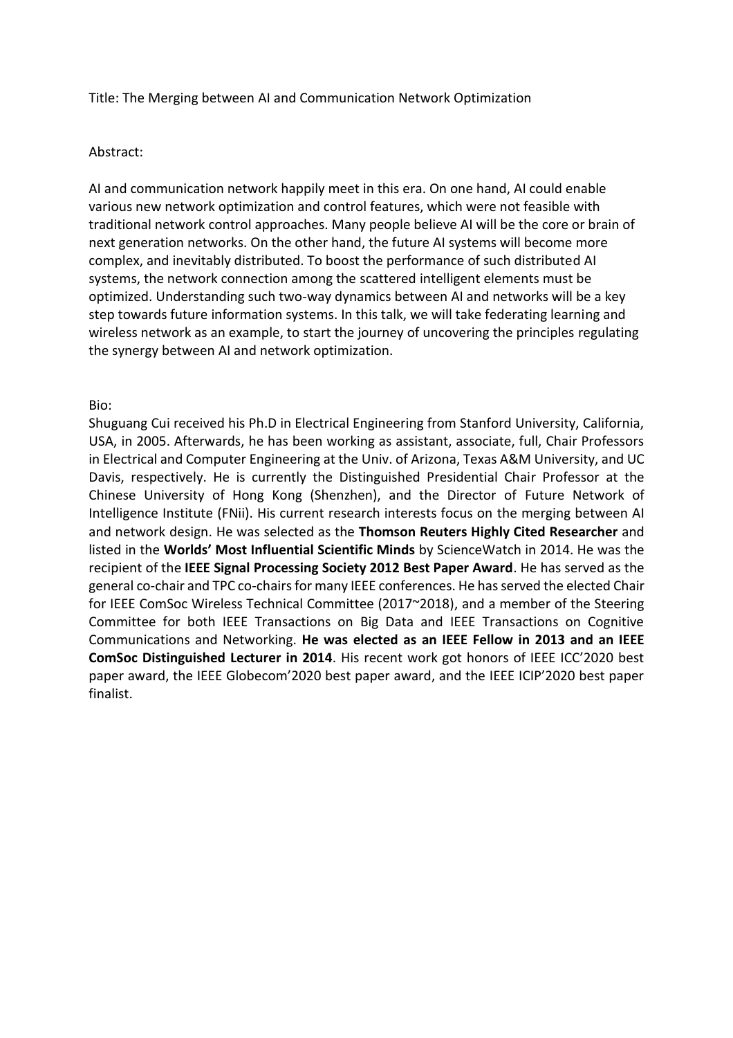Title: The Merging between AI and Communication Network Optimization

Abstract:

AI and communication network happily meet in this era. On one hand, AI could enable various new network optimization and control features, which were not feasible with traditional network control approaches. Many people believe AI will be the core or brain of next generation networks. On the other hand, the future AI systems will become more complex, and inevitably distributed. To boost the performance of such distributed AI systems, the network connection among the scattered intelligent elements must be optimized. Understanding such two-way dynamics between AI and networks will be a key step towards future information systems. In this talk, we will take federating learning and wireless network as an example, to start the journey of uncovering the principles regulating the synergy between AI and network optimization.

Bio:

Shuguang Cui received his Ph.D in Electrical Engineering from Stanford University, California, USA, in 2005. Afterwards, he has been working as assistant, associate, full, Chair Professors in Electrical and Computer Engineering at the Univ. of Arizona, Texas A&M University, and UC Davis, respectively. He is currently the Distinguished Presidential Chair Professor at the Chinese University of Hong Kong (Shenzhen), and the Director of Future Network of Intelligence Institute (FNii). His current research interests focus on the merging between AI and network design. He was selected as the **Thomson Reuters Highly Cited Researcher** and listed in the **Worlds' Most Influential Scientific Minds** by ScienceWatch in 2014. He was the recipient of the **IEEE Signal Processing Society 2012 Best Paper Award**. He has served as the general co-chair and TPC co-chairs for many IEEE conferences. He has served the elected Chair for IEEE ComSoc Wireless Technical Committee (2017~2018), and a member of the Steering Committee for both IEEE Transactions on Big Data and IEEE Transactions on Cognitive Communications and Networking. **He was elected as an IEEE Fellow in 2013 and an IEEE ComSoc Distinguished Lecturer in 2014**. His recent work got honors of IEEE ICC'2020 best paper award, the IEEE Globecom'2020 best paper award, and the IEEE ICIP'2020 best paper finalist.